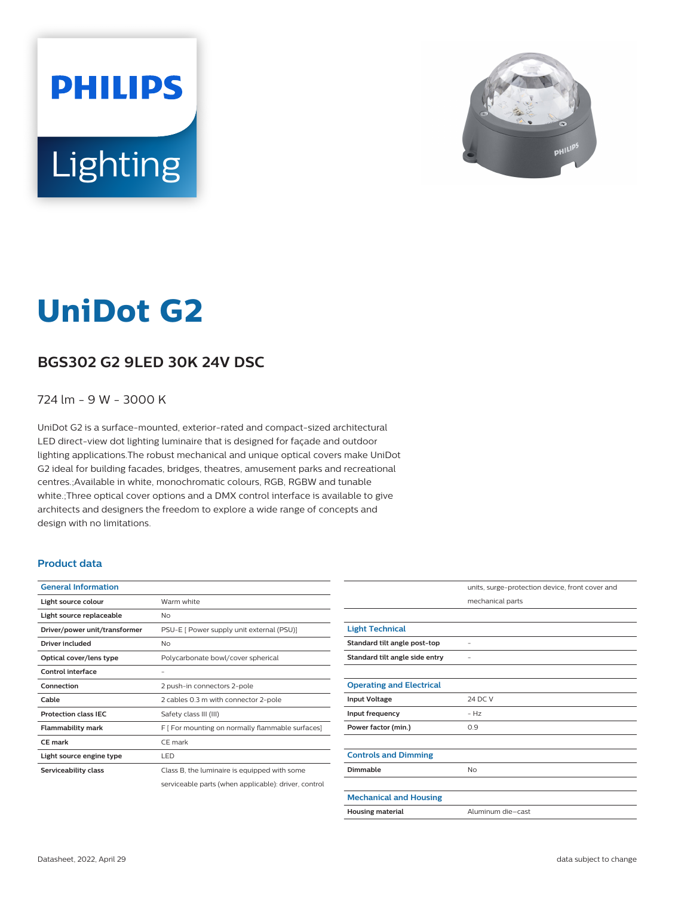# UniDot G2

## BGS302 G2 9LED 30K 24V DSC

724 lm - 9 W - 3000 K

UniDot G2 is a surface-mounted, exterior-rated and compact-sized architectural LED direct-view dot lighting luminaire that is designed for façade and outdoor lighting applications.The robust mechanical and unique optical covers make UniDot G2 ideal for building facades, bridges, theatres, amusement parks and recreational centres.;Available in white, monochromatic colours, RGB, RGBW and tunable white.;Three optical cover options and a DMX control interface is available to give architects and designers the freedom to explore a wide range of concepts and design with no limitations.

### Product data

| General Information | |
|---|---|
| Light source colour | Warm white |
| Light source replaceable | No |
| Driver/power unit/transformer | PSU-E [ Power supply unit external (PSU)] |
| Driver included | No |
| Optical cover/lens type | Polycarbonate bowl/cover spherical |
| Control interface | - |
| Connection | 2 push-in connectors 2-pole |
| Cable | 2 cables 0.3 m with connector 2-pole |
| Protection class IEC | Safety class III (III) |
| Flammability mark | F [ For mounting on normally flammable surfaces] |
| CE mark | CE mark |
| Light source engine type | LED |
| Serviceability class | Class B, the luminaire is equipped with some serviceable parts (when applicable): driver, control units, surge-protection device, front cover and mechanical parts |

| Light Technical | |
|---|---|
| Standard tilt angle post-top | - |
| Standard tilt angle side entry | - |

| Operating and Electrical | |
|---|---|
| Input Voltage | 24 DC V |
| Input frequency | - Hz |
| Power factor (min.) | 0.9 |

| Controls and Dimming | |
|---|---|
| Dimmable | No |

| Mechanical and Housing | |
|---|---|
| Housing material | Aluminum die-cast |

Datasheet, 2022, April 29

data subject to change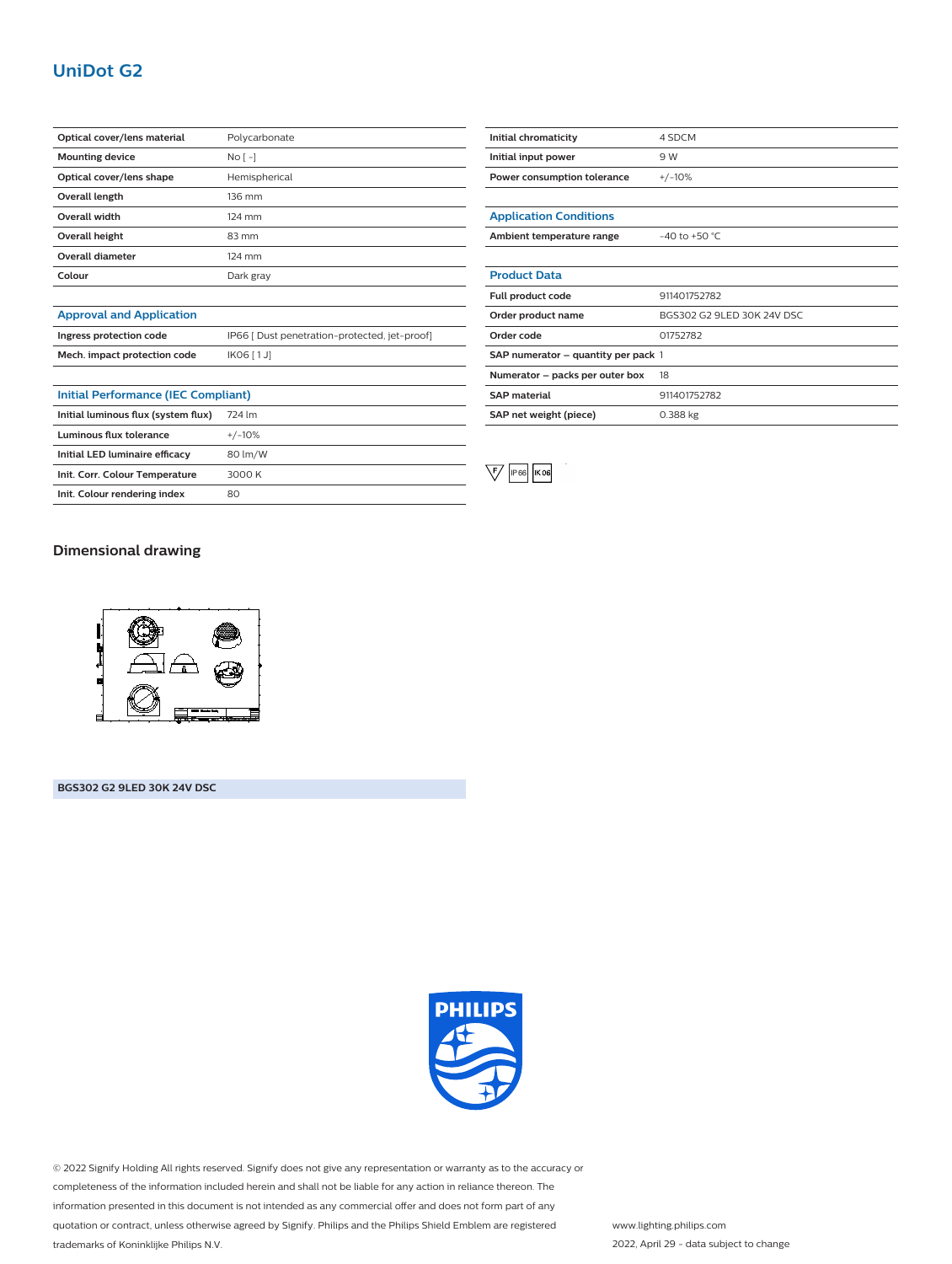# UniDot G2

| | |
|---|---|
| Optical cover/lens material | Polycarbonate |
| Mounting device | No [ -] |
| Optical cover/lens shape | Hemispherical |
| Overall length | 136 mm |
| Overall width | 124 mm |
| Overall height | 83 mm |
| Overall diameter | 124 mm |
| Colour | Dark gray |

## Approval and Application

| | |
|---|---|
| Ingress protection code | IP66 [ Dust penetration-protected, jet-proof] |
| Mech. impact protection code | IK06 [ 1 J] |

## Initial Performance (IEC Compliant)

| | |
|---|---|
| Initial luminous flux (system flux) | 724 lm |
| Luminous flux tolerance | +/-10% |
| Initial LED luminaire efficacy | 80 lm/W |
| Init. Corr. Colour Temperature | 3000 K |
| Init. Colour rendering index | 80 |

| | |
|---|---|
| Initial chromaticity | 4 SDCM |
| Initial input power | 9 W |
| Power consumption tolerance | +/-10% |

## Application Conditions

| | |
|---|---|
| Ambient temperature range | -40 to +50 °C |

## Product Data

| | |
|---|---|
| Full product code | 911401752782 |
| Order product name | BGS302 G2 9LED 30K 24V DSC |
| Order code | 01752782 |
| SAP numerator – quantity per pack | 1 |
| Numerator – packs per outer box | 18 |
| SAP material | 911401752782 |
| SAP net weight (piece) | 0.388 kg |

F IP66 IK06

## Dimensional drawing

**BGS302 G2 9LED 30K 24V DSC**

© 2022 Signify Holding All rights reserved. Signify does not give any representation or warranty as to the accuracy or completeness of the information included herein and shall not be liable for any action in reliance thereon. The information presented in this document is not intended as any commercial offer and does not form part of any quotation or contract, unless otherwise agreed by Signify. Philips and the Philips Shield Emblem are registered trademarks of Koninklijke Philips N.V.

www.lighting.philips.com

2022, April 29 - data subject to change